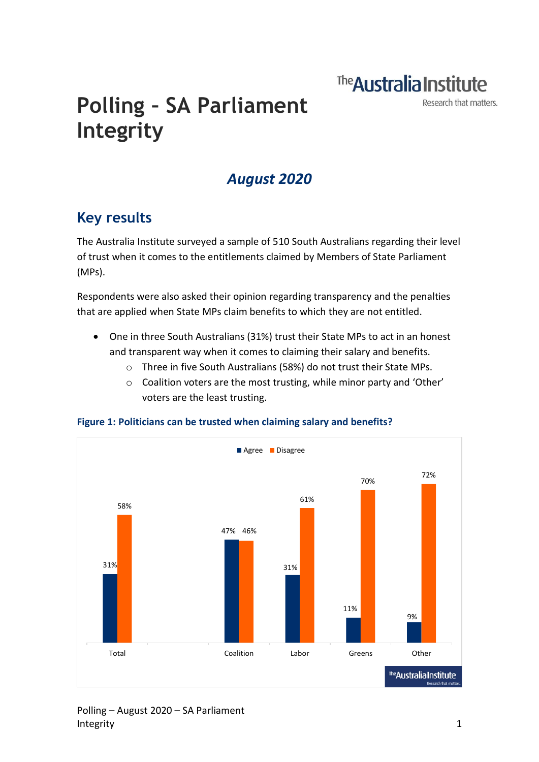# Polling – SA Parliament Integrity

***August 2020***

## Key results

The Australia Institute surveyed a sample of 510 South Australians regarding their level of trust when it comes to the entitlements claimed by Members of State Parliament (MPs).

Respondents were also asked their opinion regarding transparency and the penalties that are applied when State MPs claim benefits to which they are not entitled.

- One in three South Australians (31%) trust their State MPs to act in an honest and transparent way when it comes to claiming their salary and benefits.
    - Three in five South Australians (58%) do not trust their State MPs.
    - Coalition voters are the most trusting, while minor party and 'Other' voters are the least trusting.

**Figure 1: Politicians can be trusted when claiming salary and benefits?**

| | Agree | Disagree |
|---|---|---|
| Total | 31% | 58% |
| Coalition | 47% | 46% |
| Labor | 31% | 61% |
| Greens | 11% | 70% |
| Other | 9% | 72% |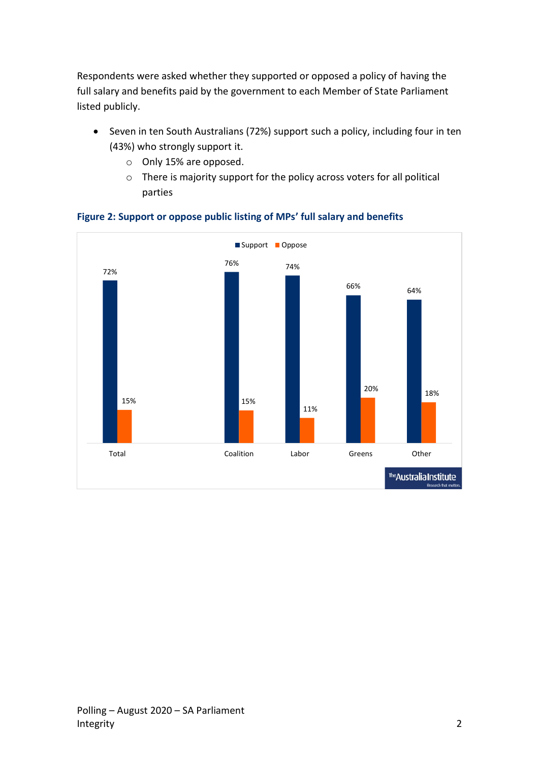Respondents were asked whether they supported or opposed a policy of having the full salary and benefits paid by the government to each Member of State Parliament listed publicly.

- Seven in ten South Australians (72%) support such a policy, including four in ten (43%) who strongly support it.
  - Only 15% are opposed.
  - There is majority support for the policy across voters for all political parties

**Figure 2: Support or oppose public listing of MPs' full salary and benefits**

| | Support | Oppose |
|---|---|---|
| Total | 72% | 15% |
| Coalition | 76% | 15% |
| Labor | 74% | 11% |
| Greens | 66% | 20% |
| Other | 64% | 18% |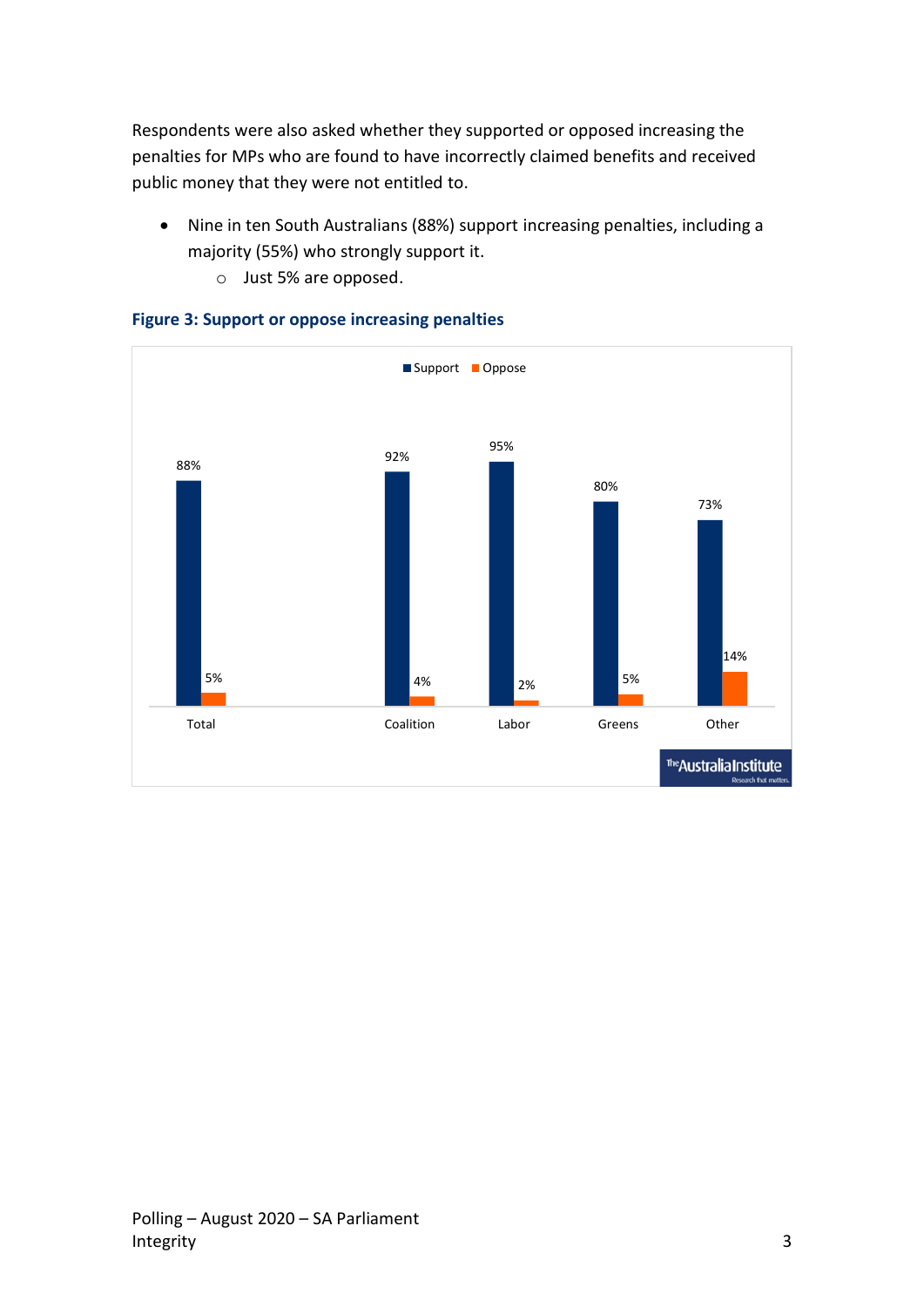Respondents were also asked whether they supported or opposed increasing the penalties for MPs who are found to have incorrectly claimed benefits and received public money that they were not entitled to.

- Nine in ten South Australians (88%) support increasing penalties, including a majority (55%) who strongly support it.
    - Just 5% are opposed.

**Figure 3: Support or oppose increasing penalties**

| | Support | Oppose |
|---|---|---|
| Total | 88% | 5% |
| Coalition | 92% | 4% |
| Labor | 95% | 2% |
| Greens | 80% | 5% |
| Other | 73% | 14% |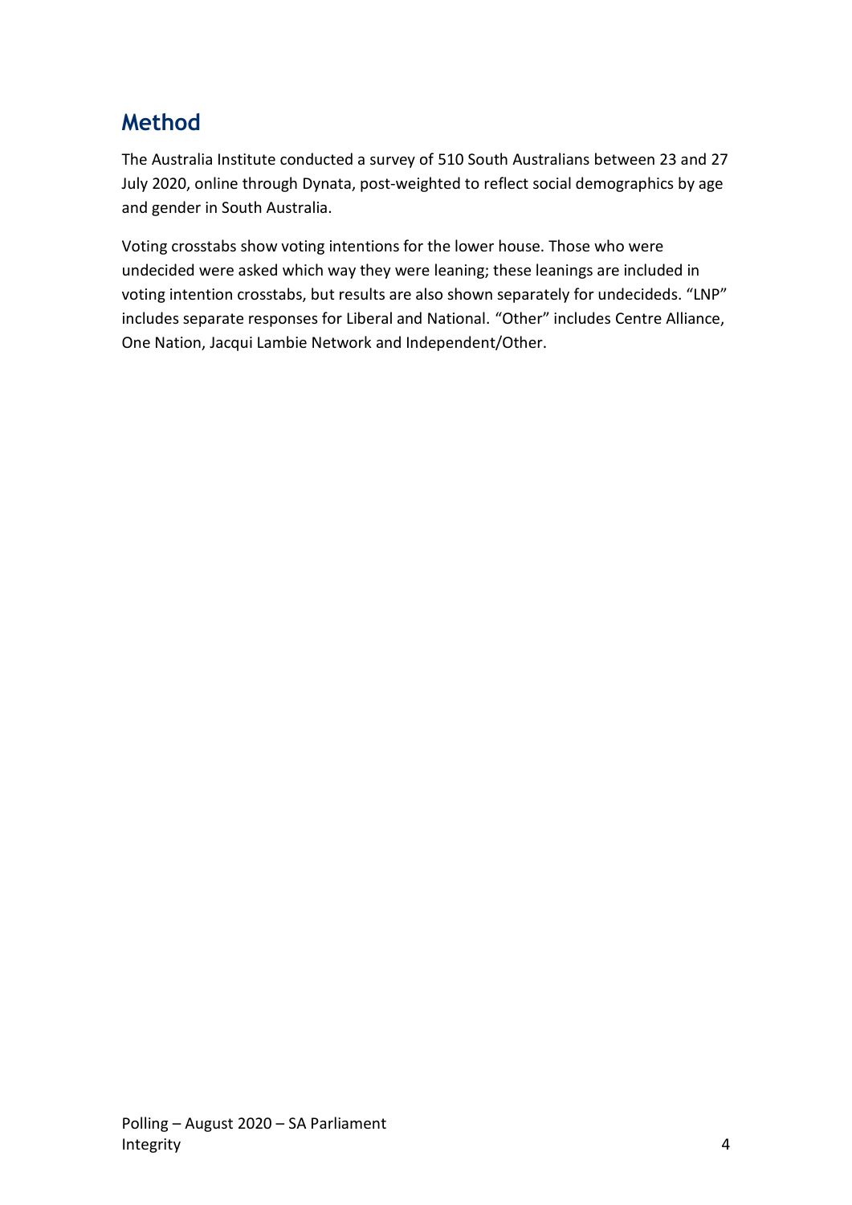## Method

The Australia Institute conducted a survey of 510 South Australians between 23 and 27 July 2020, online through Dynata, post-weighted to reflect social demographics by age and gender in South Australia.

Voting crosstabs show voting intentions for the lower house. Those who were undecided were asked which way they were leaning; these leanings are included in voting intention crosstabs, but results are also shown separately for undecideds. "LNP" includes separate responses for Liberal and National. "Other" includes Centre Alliance, One Nation, Jacqui Lambie Network and Independent/Other.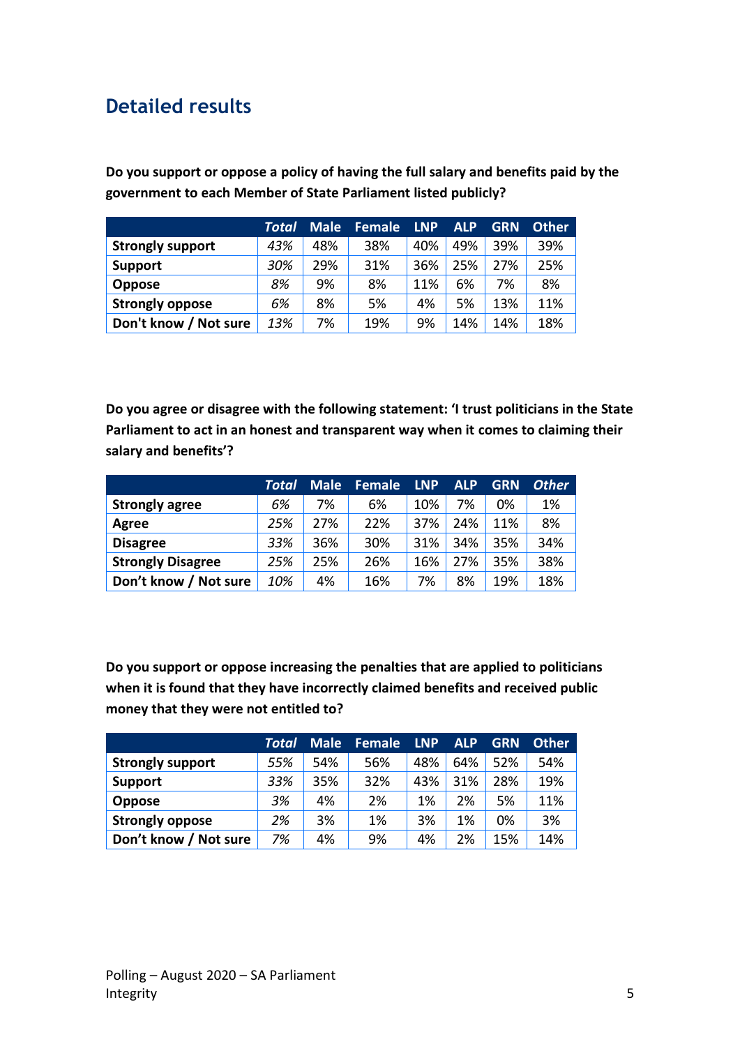## Detailed results

**Do you support or oppose a policy of having the full salary and benefits paid by the government to each Member of State Parliament listed publicly?**

| | *Total* | Male | Female | LNP | ALP | GRN | Other |
|---|---|---|---|---|---|---|---|
| **Strongly support** | *43%* | 48% | 38% | 40% | 49% | 39% | 39% |
| **Support** | *30%* | 29% | 31% | 36% | 25% | 27% | 25% |
| **Oppose** | *8%* | 9% | 8% | 11% | 6% | 7% | 8% |
| **Strongly oppose** | *6%* | 8% | 5% | 4% | 5% | 13% | 11% |
| **Don't know / Not sure** | *13%* | 7% | 19% | 9% | 14% | 14% | 18% |

**Do you agree or disagree with the following statement: 'I trust politicians in the State Parliament to act in an honest and transparent way when it comes to claiming their salary and benefits'?**

| | *Total* | Male | Female | LNP | ALP | GRN | *Other* |
|---|---|---|---|---|---|---|---|
| **Strongly agree** | *6%* | 7% | 6% | 10% | 7% | 0% | 1% |
| **Agree** | *25%* | 27% | 22% | 37% | 24% | 11% | 8% |
| **Disagree** | *33%* | 36% | 30% | 31% | 34% | 35% | 34% |
| **Strongly Disagree** | *25%* | 25% | 26% | 16% | 27% | 35% | 38% |
| **Don't know / Not sure** | *10%* | 4% | 16% | 7% | 8% | 19% | 18% |

**Do you support or oppose increasing the penalties that are applied to politicians when it is found that they have incorrectly claimed benefits and received public money that they were not entitled to?**

| | *Total* | Male | Female | LNP | ALP | GRN | Other |
|---|---|---|---|---|---|---|---|
| **Strongly support** | *55%* | 54% | 56% | 48% | 64% | 52% | 54% |
| **Support** | *33%* | 35% | 32% | 43% | 31% | 28% | 19% |
| **Oppose** | *3%* | 4% | 2% | 1% | 2% | 5% | 11% |
| **Strongly oppose** | *2%* | 3% | 1% | 3% | 1% | 0% | 3% |
| **Don't know / Not sure** | *7%* | 4% | 9% | 4% | 2% | 15% | 14% |